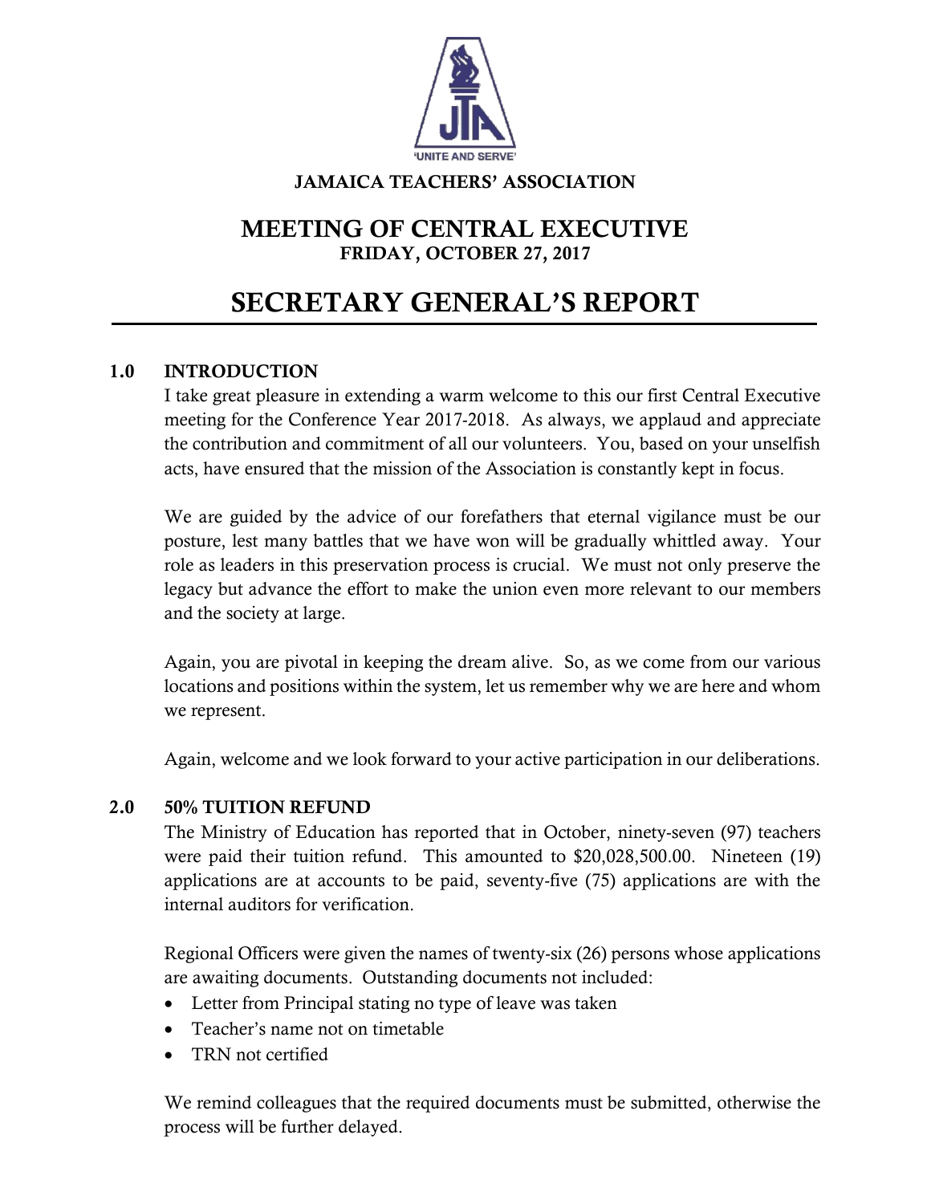JAMAICA TEACHERS' ASSOCIATION

# MEETING OF CENTRAL EXECUTIVE

**FRIDAY, OCTOBER 27, 2017**

# SECRETARY GENERAL'S REPORT

## 1.0 INTRODUCTION

I take great pleasure in extending a warm welcome to this our first Central Executive meeting for the Conference Year 2017-2018. As always, we applaud and appreciate the contribution and commitment of all our volunteers. You, based on your unselfish acts, have ensured that the mission of the Association is constantly kept in focus.

We are guided by the advice of our forefathers that eternal vigilance must be our posture, lest many battles that we have won will be gradually whittled away. Your role as leaders in this preservation process is crucial. We must not only preserve the legacy but advance the effort to make the union even more relevant to our members and the society at large.

Again, you are pivotal in keeping the dream alive. So, as we come from our various locations and positions within the system, let us remember why we are here and whom we represent.

Again, welcome and we look forward to your active participation in our deliberations.

## 2.0 50% TUITION REFUND

The Ministry of Education has reported that in October, ninety-seven (97) teachers were paid their tuition refund. This amounted to $20,028,500.00. Nineteen (19) applications are at accounts to be paid, seventy-five (75) applications are with the internal auditors for verification.

Regional Officers were given the names of twenty-six (26) persons whose applications are awaiting documents. Outstanding documents not included:

- Letter from Principal stating no type of leave was taken
- Teacher's name not on timetable
- TRN not certified

We remind colleagues that the required documents must be submitted, otherwise the process will be further delayed.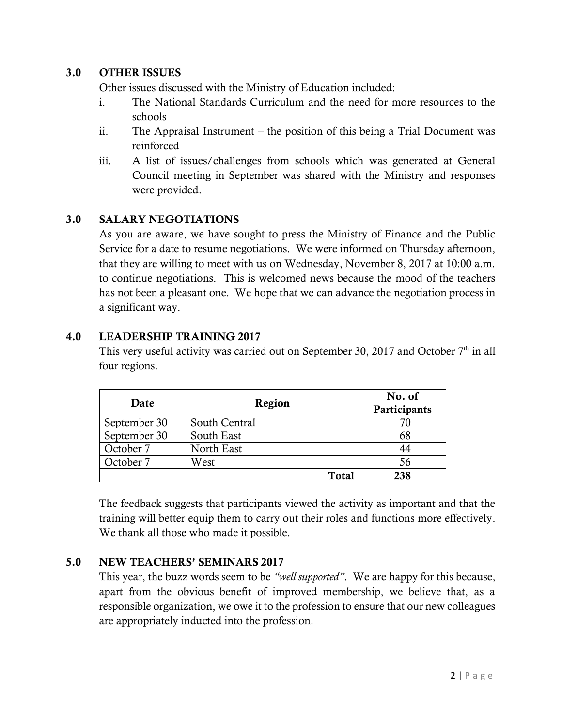## 3.0 OTHER ISSUES

Other issues discussed with the Ministry of Education included:

i. The National Standards Curriculum and the need for more resources to the schools

ii. The Appraisal Instrument – the position of this being a Trial Document was reinforced

iii. A list of issues/challenges from schools which was generated at General Council meeting in September was shared with the Ministry and responses were provided.

## 3.0 SALARY NEGOTIATIONS

As you are aware, we have sought to press the Ministry of Finance and the Public Service for a date to resume negotiations. We were informed on Thursday afternoon, that they are willing to meet with us on Wednesday, November 8, 2017 at 10:00 a.m. to continue negotiations. This is welcomed news because the mood of the teachers has not been a pleasant one. We hope that we can advance the negotiation process in a significant way.

## 4.0 LEADERSHIP TRAINING 2017

This very useful activity was carried out on September 30, 2017 and October 7th in all four regions.

| Date | Region | No. of Participants |
|---|---|---|
| September 30 | South Central | 70 |
| September 30 | South East | 68 |
| October 7 | North East | 44 |
| October 7 | West | 56 |
| | **Total** | **238** |

The feedback suggests that participants viewed the activity as important and that the training will better equip them to carry out their roles and functions more effectively. We thank all those who made it possible.

## 5.0 NEW TEACHERS' SEMINARS 2017

This year, the buzz words seem to be *"well supported"*. We are happy for this because, apart from the obvious benefit of improved membership, we believe that, as a responsible organization, we owe it to the profession to ensure that our new colleagues are appropriately inducted into the profession.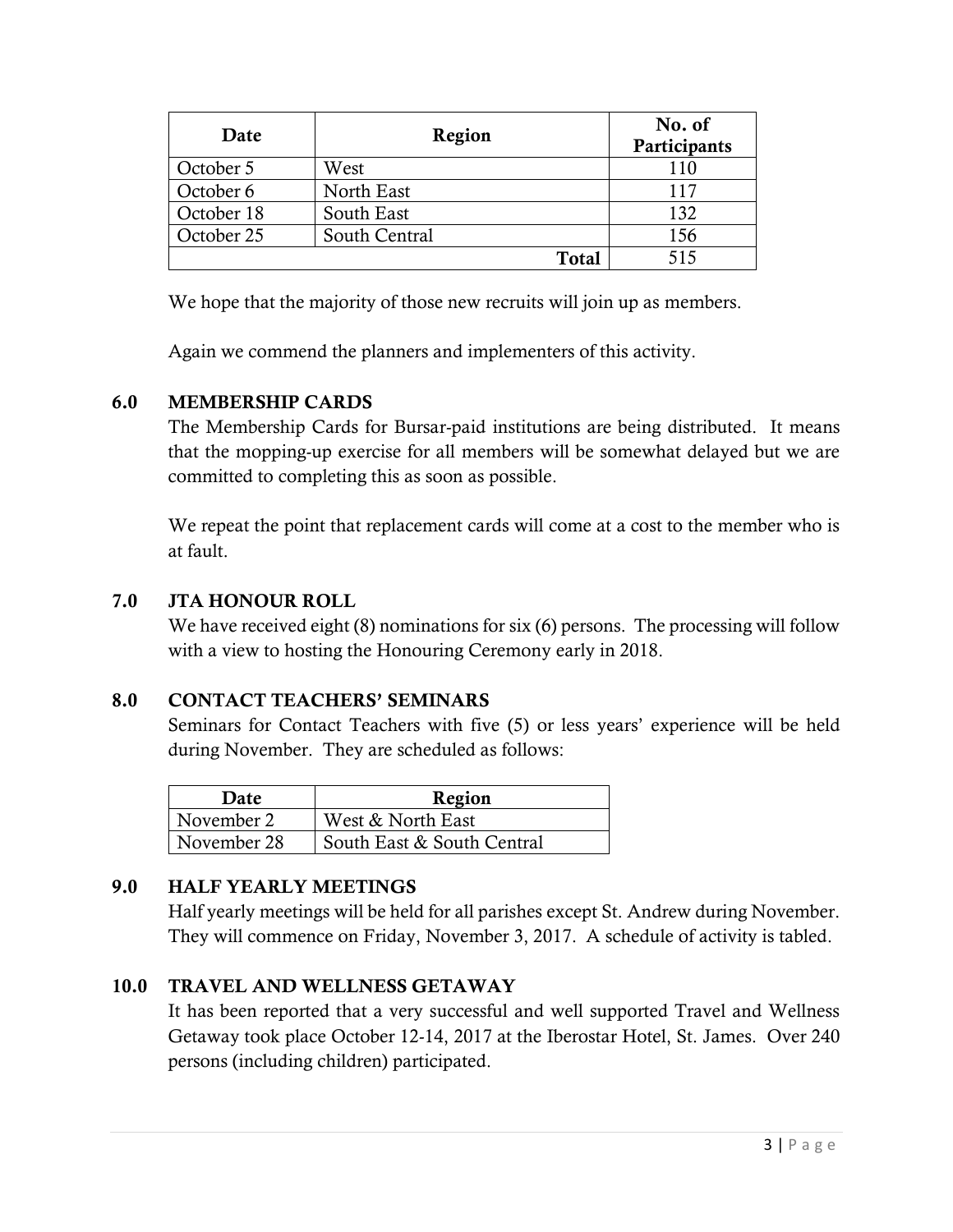| Date | Region | No. of Participants |
|---|---|---|
| October 5 | West | 110 |
| October 6 | North East | 117 |
| October 18 | South East | 132 |
| October 25 | South Central | 156 |
| | **Total** | 515 |

We hope that the majority of those new recruits will join up as members.

Again we commend the planners and implementers of this activity.

## 6.0 MEMBERSHIP CARDS

The Membership Cards for Bursar-paid institutions are being distributed. It means that the mopping-up exercise for all members will be somewhat delayed but we are committed to completing this as soon as possible.

We repeat the point that replacement cards will come at a cost to the member who is at fault.

## 7.0 JTA HONOUR ROLL

We have received eight (8) nominations for six (6) persons. The processing will follow with a view to hosting the Honouring Ceremony early in 2018.

## 8.0 CONTACT TEACHERS' SEMINARS

Seminars for Contact Teachers with five (5) or less years' experience will be held during November. They are scheduled as follows:

| Date | Region |
|---|---|
| November 2 | West & North East |
| November 28 | South East & South Central |

## 9.0 HALF YEARLY MEETINGS

Half yearly meetings will be held for all parishes except St. Andrew during November. They will commence on Friday, November 3, 2017. A schedule of activity is tabled.

## 10.0 TRAVEL AND WELLNESS GETAWAY

It has been reported that a very successful and well supported Travel and Wellness Getaway took place October 12-14, 2017 at the Iberostar Hotel, St. James. Over 240 persons (including children) participated.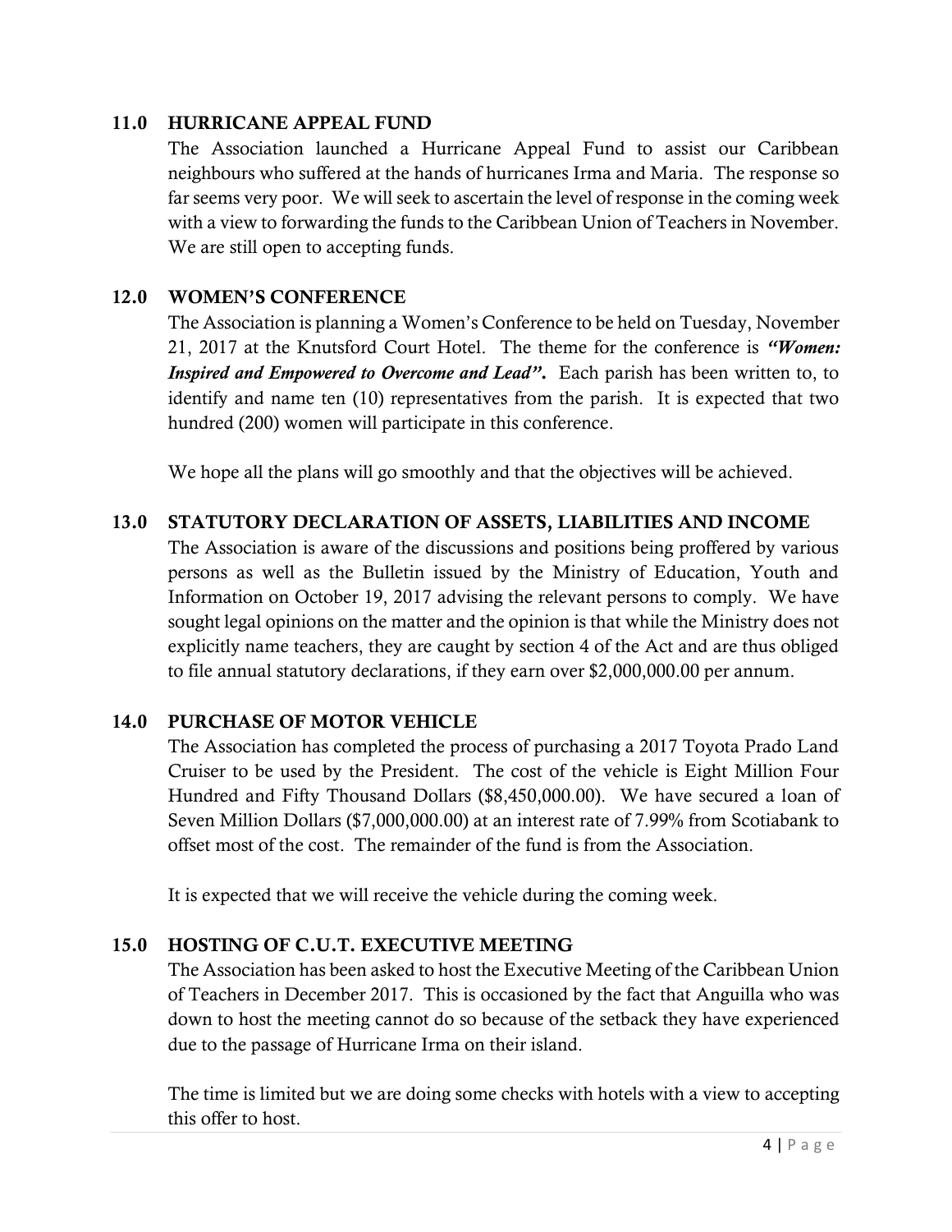## 11.0 HURRICANE APPEAL FUND

The Association launched a Hurricane Appeal Fund to assist our Caribbean neighbours who suffered at the hands of hurricanes Irma and Maria. The response so far seems very poor. We will seek to ascertain the level of response in the coming week with a view to forwarding the funds to the Caribbean Union of Teachers in November. We are still open to accepting funds.

## 12.0 WOMEN'S CONFERENCE

The Association is planning a Women's Conference to be held on Tuesday, November 21, 2017 at the Knutsford Court Hotel. The theme for the conference is ***"Women: Inspired and Empowered to Overcome and Lead".*** Each parish has been written to, to identify and name ten (10) representatives from the parish. It is expected that two hundred (200) women will participate in this conference.

We hope all the plans will go smoothly and that the objectives will be achieved.

## 13.0 STATUTORY DECLARATION OF ASSETS, LIABILITIES AND INCOME

The Association is aware of the discussions and positions being proffered by various persons as well as the Bulletin issued by the Ministry of Education, Youth and Information on October 19, 2017 advising the relevant persons to comply. We have sought legal opinions on the matter and the opinion is that while the Ministry does not explicitly name teachers, they are caught by section 4 of the Act and are thus obliged to file annual statutory declarations, if they earn over $2,000,000.00 per annum.

## 14.0 PURCHASE OF MOTOR VEHICLE

The Association has completed the process of purchasing a 2017 Toyota Prado Land Cruiser to be used by the President. The cost of the vehicle is Eight Million Four Hundred and Fifty Thousand Dollars ($8,450,000.00). We have secured a loan of Seven Million Dollars ($7,000,000.00) at an interest rate of 7.99% from Scotiabank to offset most of the cost. The remainder of the fund is from the Association.

It is expected that we will receive the vehicle during the coming week.

## 15.0 HOSTING OF C.U.T. EXECUTIVE MEETING

The Association has been asked to host the Executive Meeting of the Caribbean Union of Teachers in December 2017. This is occasioned by the fact that Anguilla who was down to host the meeting cannot do so because of the setback they have experienced due to the passage of Hurricane Irma on their island.

The time is limited but we are doing some checks with hotels with a view to accepting this offer to host.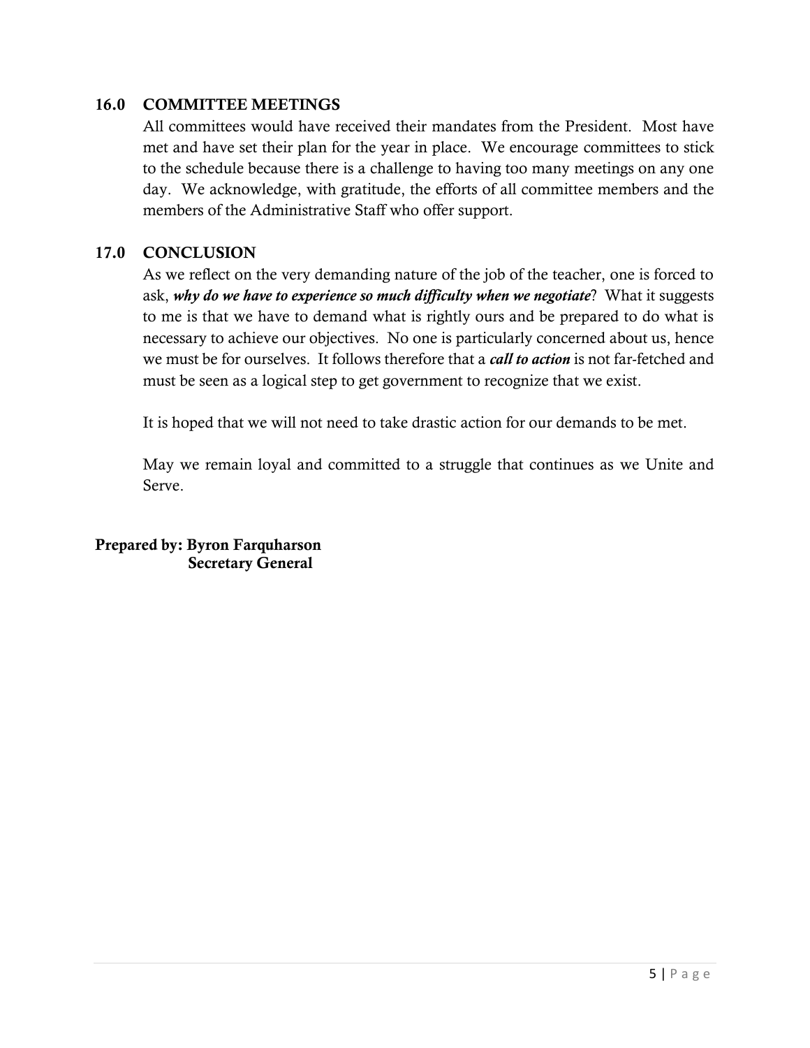## 16.0 COMMITTEE MEETINGS

All committees would have received their mandates from the President. Most have met and have set their plan for the year in place. We encourage committees to stick to the schedule because there is a challenge to having too many meetings on any one day. We acknowledge, with gratitude, the efforts of all committee members and the members of the Administrative Staff who offer support.

## 17.0 CONCLUSION

As we reflect on the very demanding nature of the job of the teacher, one is forced to ask, ***why do we have to experience so much difficulty when we negotiate***? What it suggests to me is that we have to demand what is rightly ours and be prepared to do what is necessary to achieve our objectives. No one is particularly concerned about us, hence we must be for ourselves. It follows therefore that a ***call to action*** is not far-fetched and must be seen as a logical step to get government to recognize that we exist.

It is hoped that we will not need to take drastic action for our demands to be met.

May we remain loyal and committed to a struggle that continues as we Unite and Serve.

**Prepared by: Byron Farquharson**
**Secretary General**